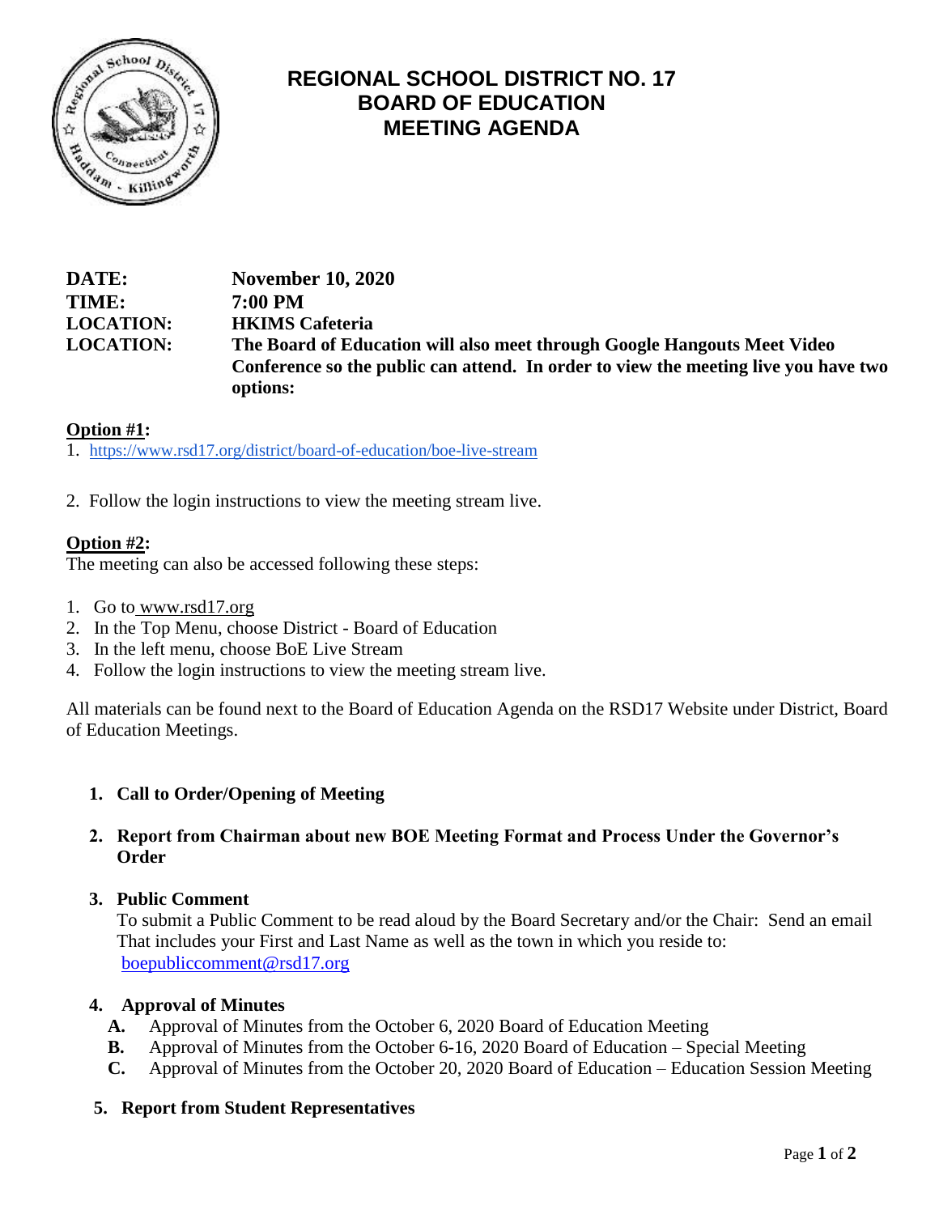# REGIONAL SCHOOL DISTRICT NO. 17
# BOARD OF EDUCATION
# MEETING AGENDA

**DATE:** **November 10, 2020**
**TIME:** **7:00 PM**
**LOCATION:** **HKIMS Cafeteria**
**LOCATION:** **The Board of Education will also meet through Google Hangouts Meet Video Conference so the public can attend. In order to view the meeting live you have two options:**

**Option #1:**

1. https://www.rsd17.org/district/board-of-education/boe-live-stream

2. Follow the login instructions to view the meeting stream live.

**Option #2:**

The meeting can also be accessed following these steps:

1. Go to www.rsd17.org
2. In the Top Menu, choose District - Board of Education
3. In the left menu, choose BoE Live Stream
4. Follow the login instructions to view the meeting stream live.

All materials can be found next to the Board of Education Agenda on the RSD17 Website under District, Board of Education Meetings.

1. **Call to Order/Opening of Meeting**

2. **Report from Chairman about new BOE Meeting Format and Process Under the Governor's Order**

3. **Public Comment**
   To submit a Public Comment to be read aloud by the Board Secretary and/or the Chair: Send an email That includes your First and Last Name as well as the town in which you reside to: boepubliccomment@rsd17.org

4. **Approval of Minutes**
   - **A.** Approval of Minutes from the October 6, 2020 Board of Education Meeting
   - **B.** Approval of Minutes from the October 6-16, 2020 Board of Education – Special Meeting
   - **C.** Approval of Minutes from the October 20, 2020 Board of Education – Education Session Meeting

5. **Report from Student Representatives**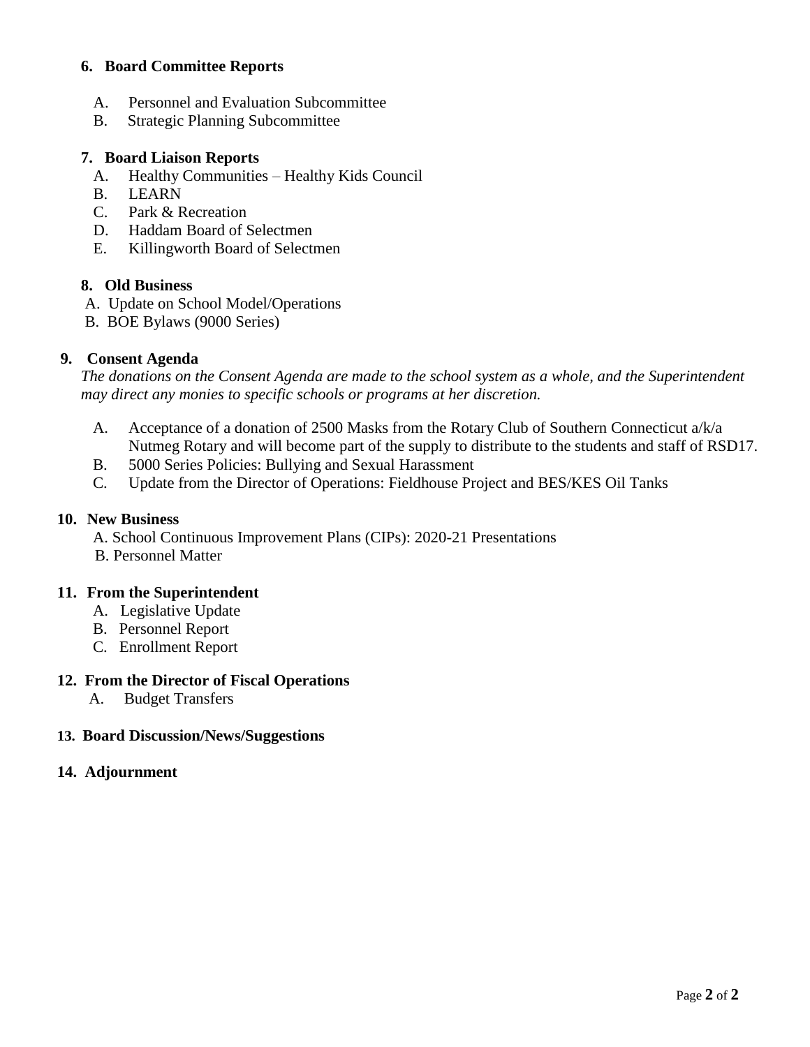**6. Board Committee Reports**

A. Personnel and Evaluation Subcommittee
B. Strategic Planning Subcommittee

**7. Board Liaison Reports**

A. Healthy Communities – Healthy Kids Council
B. LEARN
C. Park & Recreation
D. Haddam Board of Selectmen
E. Killingworth Board of Selectmen

**8. Old Business**

A. Update on School Model/Operations
B. BOE Bylaws (9000 Series)

**9. Consent Agenda**

*The donations on the Consent Agenda are made to the school system as a whole, and the Superintendent may direct any monies to specific schools or programs at her discretion.*

A. Acceptance of a donation of 2500 Masks from the Rotary Club of Southern Connecticut a/k/a Nutmeg Rotary and will become part of the supply to distribute to the students and staff of RSD17.
B. 5000 Series Policies: Bullying and Sexual Harassment
C. Update from the Director of Operations: Fieldhouse Project and BES/KES Oil Tanks

**10. New Business**

A. School Continuous Improvement Plans (CIPs): 2020-21 Presentations
B. Personnel Matter

**11. From the Superintendent**

A. Legislative Update
B. Personnel Report
C. Enrollment Report

**12. From the Director of Fiscal Operations**

A. Budget Transfers

**13. Board Discussion/News/Suggestions**

**14. Adjournment**